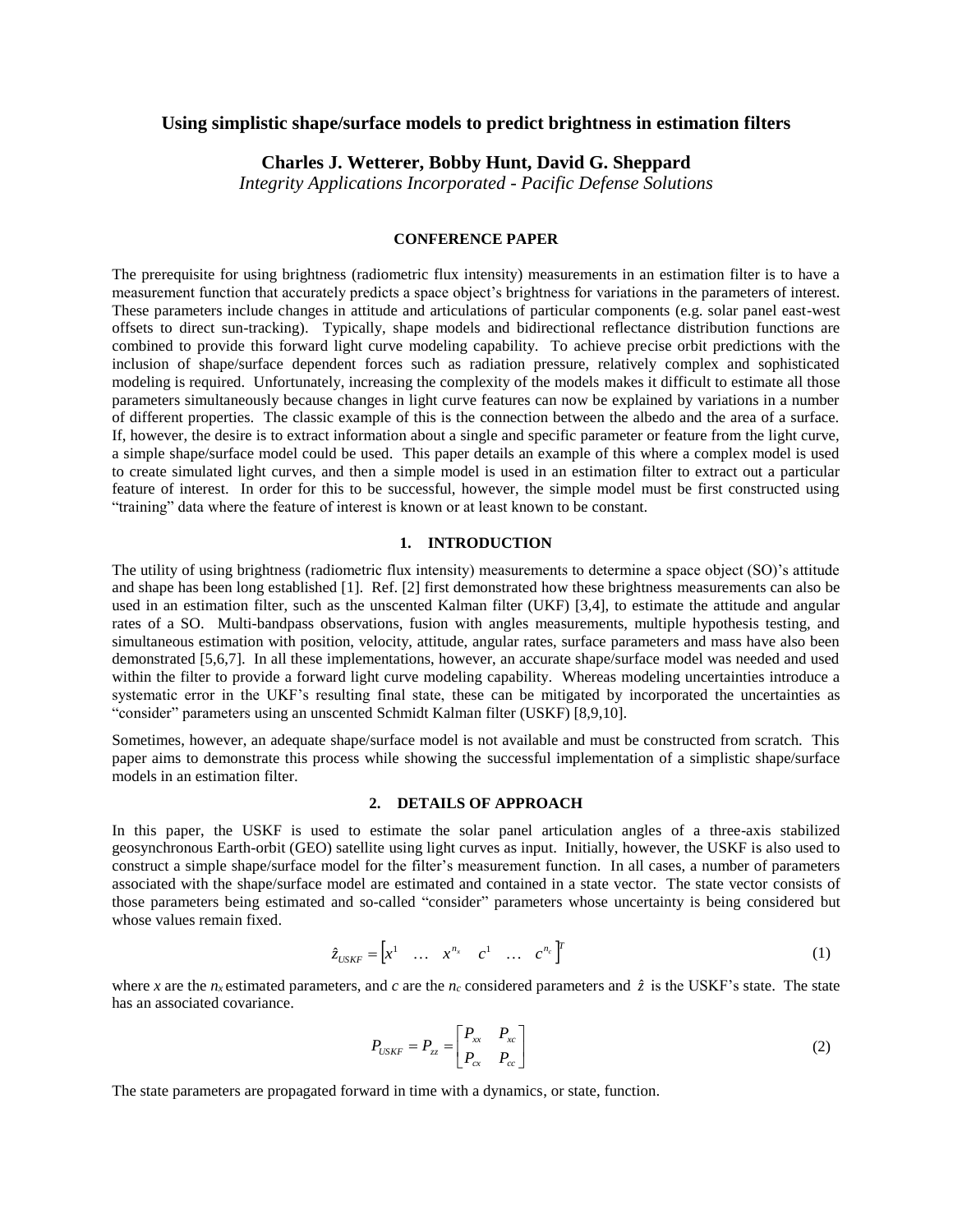# Using simplistic shape/surface models to predict brightness in estimation filters

**Charles J. Wetterer, Bobby Hunt, David G. Sheppard**

*Integrity Applications Incorporated - Pacific Defense Solutions*

**CONFERENCE PAPER**

The prerequisite for using brightness (radiometric flux intensity) measurements in an estimation filter is to have a measurement function that accurately predicts a space object's brightness for variations in the parameters of interest. These parameters include changes in attitude and articulations of particular components (e.g. solar panel east-west offsets to direct sun-tracking). Typically, shape models and bidirectional reflectance distribution functions are combined to provide this forward light curve modeling capability. To achieve precise orbit predictions with the inclusion of shape/surface dependent forces such as radiation pressure, relatively complex and sophisticated modeling is required. Unfortunately, increasing the complexity of the models makes it difficult to estimate all those parameters simultaneously because changes in light curve features can now be explained by variations in a number of different properties. The classic example of this is the connection between the albedo and the area of a surface. If, however, the desire is to extract information about a single and specific parameter or feature from the light curve, a simple shape/surface model could be used. This paper details an example of this where a complex model is used to create simulated light curves, and then a simple model is used in an estimation filter to extract out a particular feature of interest. In order for this to be successful, however, the simple model must be first constructed using "training" data where the feature of interest is known or at least known to be constant.

## 1. INTRODUCTION

The utility of using brightness (radiometric flux intensity) measurements to determine a space object (SO)'s attitude and shape has been long established [1]. Ref. [2] first demonstrated how these brightness measurements can also be used in an estimation filter, such as the unscented Kalman filter (UKF) [3,4], to estimate the attitude and angular rates of a SO. Multi-bandpass observations, fusion with angles measurements, multiple hypothesis testing, and simultaneous estimation with position, velocity, attitude, angular rates, surface parameters and mass have also been demonstrated [5,6,7]. In all these implementations, however, an accurate shape/surface model was needed and used within the filter to provide a forward light curve modeling capability. Whereas modeling uncertainties introduce a systematic error in the UKF's resulting final state, these can be mitigated by incorporated the uncertainties as "consider" parameters using an unscented Schmidt Kalman filter (USKF) [8,9,10].

Sometimes, however, an adequate shape/surface model is not available and must be constructed from scratch. This paper aims to demonstrate this process while showing the successful implementation of a simplistic shape/surface models in an estimation filter.

## 2. DETAILS OF APPROACH

In this paper, the USKF is used to estimate the solar panel articulation angles of a three-axis stabilized geosynchronous Earth-orbit (GEO) satellite using light curves as input. Initially, however, the USKF is also used to construct a simple shape/surface model for the filter's measurement function. In all cases, a number of parameters associated with the shape/surface model are estimated and contained in a state vector. The state vector consists of those parameters being estimated and so-called "consider" parameters whose uncertainty is being considered but whose values remain fixed.

$$\hat{z}_{USKF} = \begin{bmatrix} x^1 & \dots & x^{n_x} & c^1 & \dots & c^{n_c} \end{bmatrix}^T \tag{1}$$

where $x$ are the $n_x$ estimated parameters, and $c$ are the $n_c$ considered parameters and $\hat{z}$ is the USKF's state. The state has an associated covariance.

$$P_{USKF} = P_{zz} = \begin{bmatrix} P_{xx} & P_{xc} \\ P_{cx} & P_{cc} \end{bmatrix} \tag{2}$$

The state parameters are propagated forward in time with a dynamics, or state, function.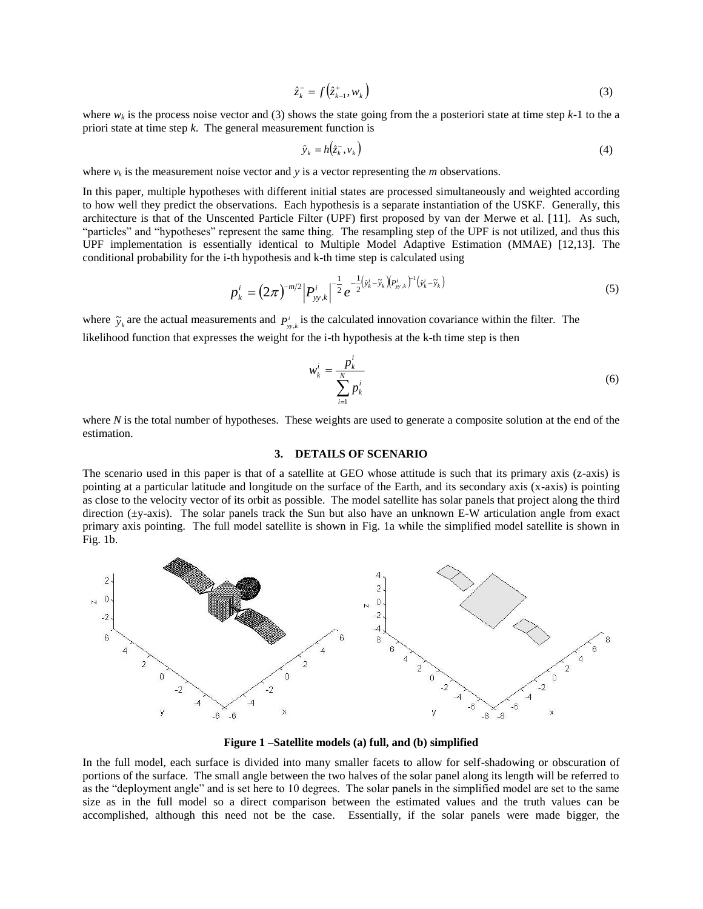$$\hat{z}_k^- = f\left(\hat{z}_{k-1}^+, w_k\right) \tag{3}$$

where $w_k$ is the process noise vector and (3) shows the state going from the a posteriori state at time step $k$-1 to the a priori state at time step $k$. The general measurement function is

$$\hat{y}_k = h\left(\hat{z}_k^-, v_k\right) \tag{4}$$

where $v_k$ is the measurement noise vector and $y$ is a vector representing the $m$ observations.

In this paper, multiple hypotheses with different initial states are processed simultaneously and weighted according to how well they predict the observations. Each hypothesis is a separate instantiation of the USKF. Generally, this architecture is that of the Unscented Particle Filter (UPF) first proposed by van der Merwe et al. [11]. As such, "particles" and "hypotheses" represent the same thing. The resampling step of the UPF is not utilized, and thus this UPF implementation is essentially identical to Multiple Model Adaptive Estimation (MMAE) [12,13]. The conditional probability for the i-th hypothesis and k-th time step is calculated using

$$p_k^i = \left(2\pi\right)^{-m/2} \left|P_{yy,k}^i\right|^{-\frac{1}{2}} e^{-\frac{1}{2}\left(\hat{y}_k^i - \tilde{y}_k\right)\left(P_{yy,k}^i\right)^{-1}\left(\hat{y}_k^i - \tilde{y}_k\right)} \tag{5}$$

where $\tilde{y}_k$ are the actual measurements and $P_{yy,k}^i$ is the calculated innovation covariance within the filter. The likelihood function that expresses the weight for the i-th hypothesis at the k-th time step is then

$$w_k^i = \frac{p_k^i}{\sum_{i=1}^{N} p_k^i} \tag{6}$$

where $N$ is the total number of hypotheses. These weights are used to generate a composite solution at the end of the estimation.

## 3. DETAILS OF SCENARIO

The scenario used in this paper is that of a satellite at GEO whose attitude is such that its primary axis (z-axis) is pointing at a particular latitude and longitude on the surface of the Earth, and its secondary axis (x-axis) is pointing as close to the velocity vector of its orbit as possible. The model satellite has solar panels that project along the third direction (±y-axis). The solar panels track the Sun but also have an unknown E-W articulation angle from exact primary axis pointing. The full model satellite is shown in Fig. 1a while the simplified model satellite is shown in Fig. 1b.

**Figure 1 –Satellite models (a) full, and (b) simplified**

In the full model, each surface is divided into many smaller facets to allow for self-shadowing or obscuration of portions of the surface. The small angle between the two halves of the solar panel along its length will be referred to as the "deployment angle" and is set here to 10 degrees. The solar panels in the simplified model are set to the same size as in the full model so a direct comparison between the estimated values and the truth values can be accomplished, although this need not be the case. Essentially, if the solar panels were made bigger, the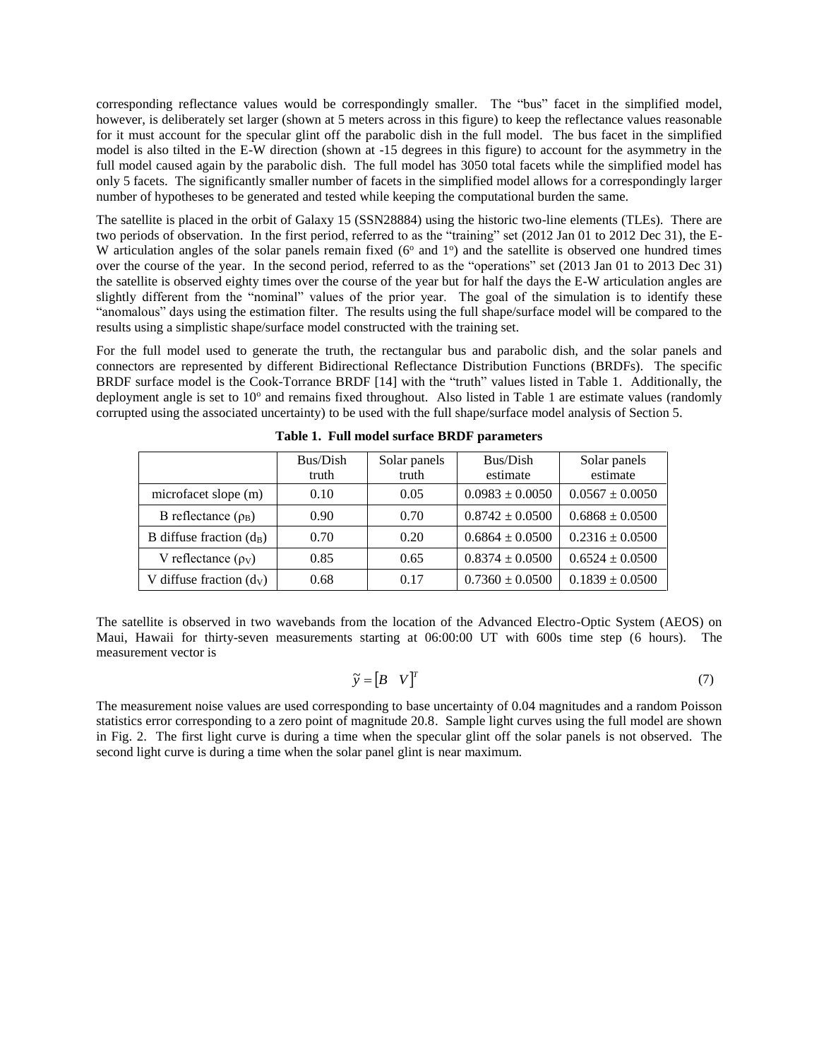corresponding reflectance values would be correspondingly smaller. The "bus" facet in the simplified model, however, is deliberately set larger (shown at 5 meters across in this figure) to keep the reflectance values reasonable for it must account for the specular glint off the parabolic dish in the full model. The bus facet in the simplified model is also tilted in the E-W direction (shown at -15 degrees in this figure) to account for the asymmetry in the full model caused again by the parabolic dish. The full model has 3050 total facets while the simplified model has only 5 facets. The significantly smaller number of facets in the simplified model allows for a correspondingly larger number of hypotheses to be generated and tested while keeping the computational burden the same.

The satellite is placed in the orbit of Galaxy 15 (SSN28884) using the historic two-line elements (TLEs). There are two periods of observation. In the first period, referred to as the "training" set (2012 Jan 01 to 2012 Dec 31), the E-W articulation angles of the solar panels remain fixed ($6^o$ and $1^o$) and the satellite is observed one hundred times over the course of the year. In the second period, referred to as the "operations" set (2013 Jan 01 to 2013 Dec 31) the satellite is observed eighty times over the course of the year but for half the days the E-W articulation angles are slightly different from the "nominal" values of the prior year. The goal of the simulation is to identify these "anomalous" days using the estimation filter. The results using the full shape/surface model will be compared to the results using a simplistic shape/surface model constructed with the training set.

For the full model used to generate the truth, the rectangular bus and parabolic dish, and the solar panels and connectors are represented by different Bidirectional Reflectance Distribution Functions (BRDFs). The specific BRDF surface model is the Cook-Torrance BRDF [14] with the "truth" values listed in Table 1. Additionally, the deployment angle is set to $10^o$ and remains fixed throughout. Also listed in Table 1 are estimate values (randomly corrupted using the associated uncertainty) to be used with the full shape/surface model analysis of Section 5.

**Table 1. Full model surface BRDF parameters**

| | Bus/Dish truth | Solar panels truth | Bus/Dish estimate | Solar panels estimate |
|---|---|---|---|---|
| microfacet slope (m) | 0.10 | 0.05 | $0.0983 \pm 0.0050$ | $0.0567 \pm 0.0050$ |
| B reflectance ($\rho_B$) | 0.90 | 0.70 | $0.8742 \pm 0.0500$ | $0.6868 \pm 0.0500$ |
| B diffuse fraction ($d_B$) | 0.70 | 0.20 | $0.6864 \pm 0.0500$ | $0.2316 \pm 0.0500$ |
| V reflectance ($\rho_V$) | 0.85 | 0.65 | $0.8374 \pm 0.0500$ | $0.6524 \pm 0.0500$ |
| V diffuse fraction ($d_V$) | 0.68 | 0.17 | $0.7360 \pm 0.0500$ | $0.1839 \pm 0.0500$ |

The satellite is observed in two wavebands from the location of the Advanced Electro-Optic System (AEOS) on Maui, Hawaii for thirty-seven measurements starting at 06:00:00 UT with 600s time step (6 hours). The measurement vector is

$$\tilde{y} = \begin{bmatrix} B & V \end{bmatrix}^T \tag{7}$$

The measurement noise values are used corresponding to base uncertainty of 0.04 magnitudes and a random Poisson statistics error corresponding to a zero point of magnitude 20.8. Sample light curves using the full model are shown in Fig. 2. The first light curve is during a time when the specular glint off the solar panels is not observed. The second light curve is during a time when the solar panel glint is near maximum.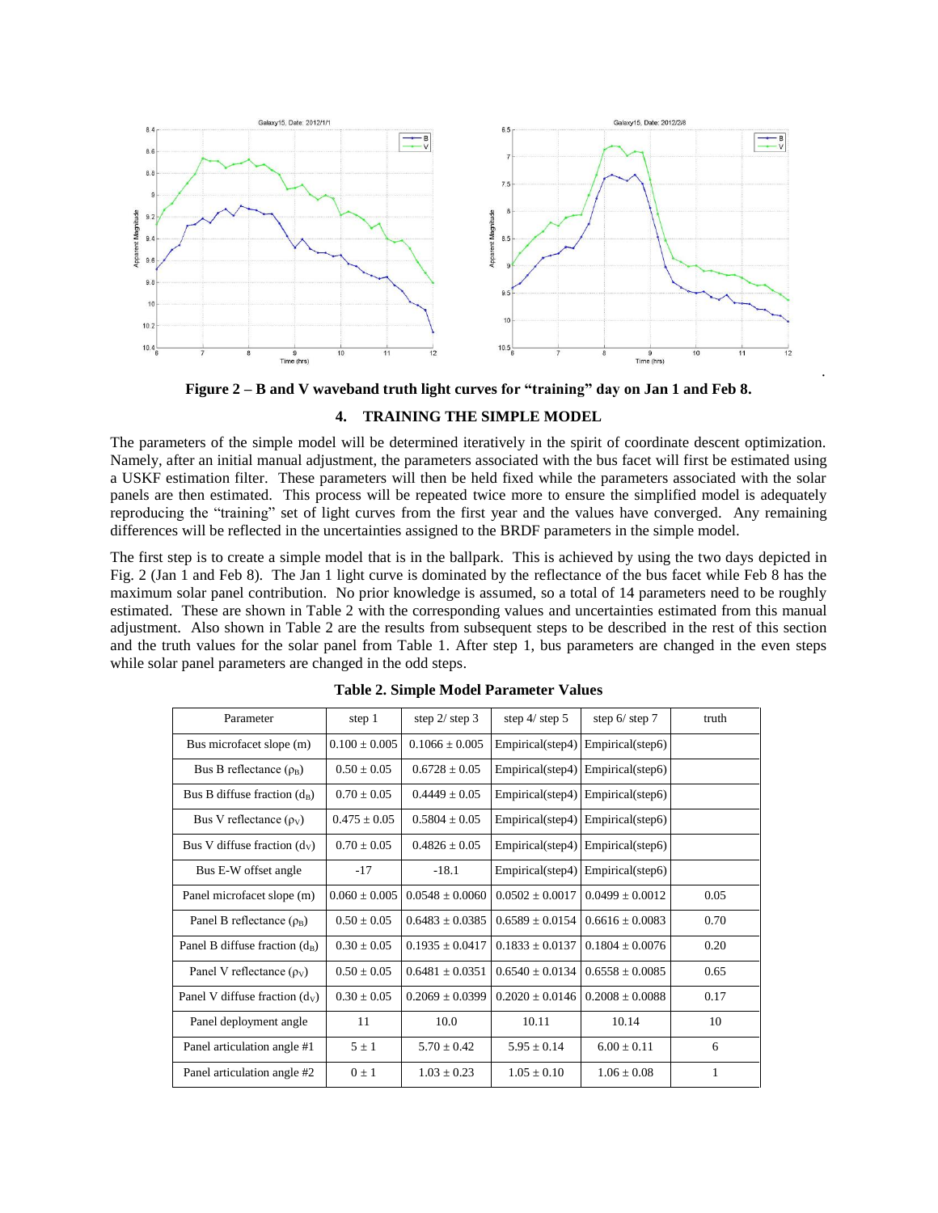**Figure 2 – B and V waveband truth light curves for "training" day on Jan 1 and Feb 8.**

## 4. TRAINING THE SIMPLE MODEL

The parameters of the simple model will be determined iteratively in the spirit of coordinate descent optimization. Namely, after an initial manual adjustment, the parameters associated with the bus facet will first be estimated using a USKF estimation filter. These parameters will then be held fixed while the parameters associated with the solar panels are then estimated. This process will be repeated twice more to ensure the simplified model is adequately reproducing the "training" set of light curves from the first year and the values have converged. Any remaining differences will be reflected in the uncertainties assigned to the BRDF parameters in the simple model.

The first step is to create a simple model that is in the ballpark. This is achieved by using the two days depicted in Fig. 2 (Jan 1 and Feb 8). The Jan 1 light curve is dominated by the reflectance of the bus facet while Feb 8 has the maximum solar panel contribution. No prior knowledge is assumed, so a total of 14 parameters need to be roughly estimated. These are shown in Table 2 with the corresponding values and uncertainties estimated from this manual adjustment. Also shown in Table 2 are the results from subsequent steps to be described in the rest of this section and the truth values for the solar panel from Table 1. After step 1, bus parameters are changed in the even steps while solar panel parameters are changed in the odd steps.

**Table 2. Simple Model Parameter Values**

| Parameter | step 1 | step 2/ step 3 | step 4/ step 5 | step 6/ step 7 | truth |
|---|---|---|---|---|---|
| Bus microfacet slope (m) | $0.100 \pm 0.005$ | $0.1066 \pm 0.005$ | Empirical(step4) | Empirical(step6) | |
| Bus B reflectance ($\rho_B$) | $0.50 \pm 0.05$ | $0.6728 \pm 0.05$ | Empirical(step4) | Empirical(step6) | |
| Bus B diffuse fraction ($d_B$) | $0.70 \pm 0.05$ | $0.4449 \pm 0.05$ | Empirical(step4) | Empirical(step6) | |
| Bus V reflectance ($\rho_V$) | $0.475 \pm 0.05$ | $0.5804 \pm 0.05$ | Empirical(step4) | Empirical(step6) | |
| Bus V diffuse fraction ($d_V$) | $0.70 \pm 0.05$ | $0.4826 \pm 0.05$ | Empirical(step4) | Empirical(step6) | |
| Bus E-W offset angle | -17 | -18.1 | Empirical(step4) | Empirical(step6) | |
| Panel microfacet slope (m) | $0.060 \pm 0.005$ | $0.0548 \pm 0.0060$ | $0.0502 \pm 0.0017$ | $0.0499 \pm 0.0012$ | 0.05 |
| Panel B reflectance ($\rho_B$) | $0.50 \pm 0.05$ | $0.6483 \pm 0.0385$ | $0.6589 \pm 0.0154$ | $0.6616 \pm 0.0083$ | 0.70 |
| Panel B diffuse fraction ($d_B$) | $0.30 \pm 0.05$ | $0.1935 \pm 0.0417$ | $0.1833 \pm 0.0137$ | $0.1804 \pm 0.0076$ | 0.20 |
| Panel V reflectance ($\rho_V$) | $0.50 \pm 0.05$ | $0.6481 \pm 0.0351$ | $0.6540 \pm 0.0134$ | $0.6558 \pm 0.0085$ | 0.65 |
| Panel V diffuse fraction ($d_V$) | $0.30 \pm 0.05$ | $0.2069 \pm 0.0399$ | $0.2020 \pm 0.0146$ | $0.2008 \pm 0.0088$ | 0.17 |
| Panel deployment angle | 11 | 10.0 | 10.11 | 10.14 | 10 |
| Panel articulation angle #1 | $5 \pm 1$ | $5.70 \pm 0.42$ | $5.95 \pm 0.14$ | $6.00 \pm 0.11$ | 6 |
| Panel articulation angle #2 | $0 \pm 1$ | $1.03 \pm 0.23$ | $1.05 \pm 0.10$ | $1.06 \pm 0.08$ | 1 |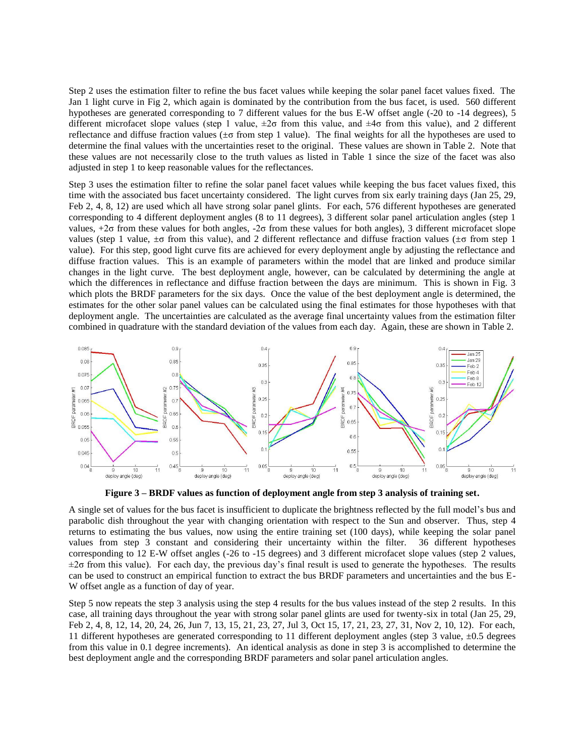Step 2 uses the estimation filter to refine the bus facet values while keeping the solar panel facet values fixed. The Jan 1 light curve in Fig 2, which again is dominated by the contribution from the bus facet, is used. 560 different hypotheses are generated corresponding to 7 different values for the bus E-W offset angle (-20 to -14 degrees), 5 different microfacet slope values (step 1 value, $\pm 2\sigma$ from this value, and $\pm 4\sigma$ from this value), and 2 different reflectance and diffuse fraction values ($\pm\sigma$ from step 1 value). The final weights for all the hypotheses are used to determine the final values with the uncertainties reset to the original. These values are shown in Table 2. Note that these values are not necessarily close to the truth values as listed in Table 1 since the size of the facet was also adjusted in step 1 to keep reasonable values for the reflectances.

Step 3 uses the estimation filter to refine the solar panel facet values while keeping the bus facet values fixed, this time with the associated bus facet uncertainty considered. The light curves from six early training days (Jan 25, 29, Feb 2, 4, 8, 12) are used which all have strong solar panel glints. For each, 576 different hypotheses are generated corresponding to 4 different deployment angles (8 to 11 degrees), 3 different solar panel articulation angles (step 1 values, $+2\sigma$ from these values for both angles, $-2\sigma$ from these values for both angles), 3 different microfacet slope values (step 1 value, $\pm\sigma$ from this value), and 2 different reflectance and diffuse fraction values ($\pm\sigma$ from step 1 value). For this step, good light curve fits are achieved for every deployment angle by adjusting the reflectance and diffuse fraction values. This is an example of parameters within the model that are linked and produce similar changes in the light curve. The best deployment angle, however, can be calculated by determining the angle at which the differences in reflectance and diffuse fraction between the days are minimum. This is shown in Fig. 3 which plots the BRDF parameters for the six days. Once the value of the best deployment angle is determined, the estimates for the other solar panel values can be calculated using the final estimates for those hypotheses with that deployment angle. The uncertainties are calculated as the average final uncertainty values from the estimation filter combined in quadrature with the standard deviation of the values from each day. Again, these are shown in Table 2.

**Figure 3 – BRDF values as function of deployment angle from step 3 analysis of training set.**

A single set of values for the bus facet is insufficient to duplicate the brightness reflected by the full model's bus and parabolic dish throughout the year with changing orientation with respect to the Sun and observer. Thus, step 4 returns to estimating the bus values, now using the entire training set (100 days), while keeping the solar panel values from step 3 constant and considering their uncertainty within the filter. 36 different hypotheses corresponding to 12 E-W offset angles (-26 to -15 degrees) and 3 different microfacet slope values (step 2 values, $\pm 2\sigma$ from this value). For each day, the previous day's final result is used to generate the hypotheses. The results can be used to construct an empirical function to extract the bus BRDF parameters and uncertainties and the bus E-W offset angle as a function of day of year.

Step 5 now repeats the step 3 analysis using the step 4 results for the bus values instead of the step 2 results. In this case, all training days throughout the year with strong solar panel glints are used for twenty-six in total (Jan 25, 29, Feb 2, 4, 8, 12, 14, 20, 24, 26, Jun 7, 13, 15, 21, 23, 27, Jul 3, Oct 15, 17, 21, 23, 27, 31, Nov 2, 10, 12). For each, 11 different hypotheses are generated corresponding to 11 different deployment angles (step 3 value, $\pm 0.5$ degrees from this value in 0.1 degree increments). An identical analysis as done in step 3 is accomplished to determine the best deployment angle and the corresponding BRDF parameters and solar panel articulation angles.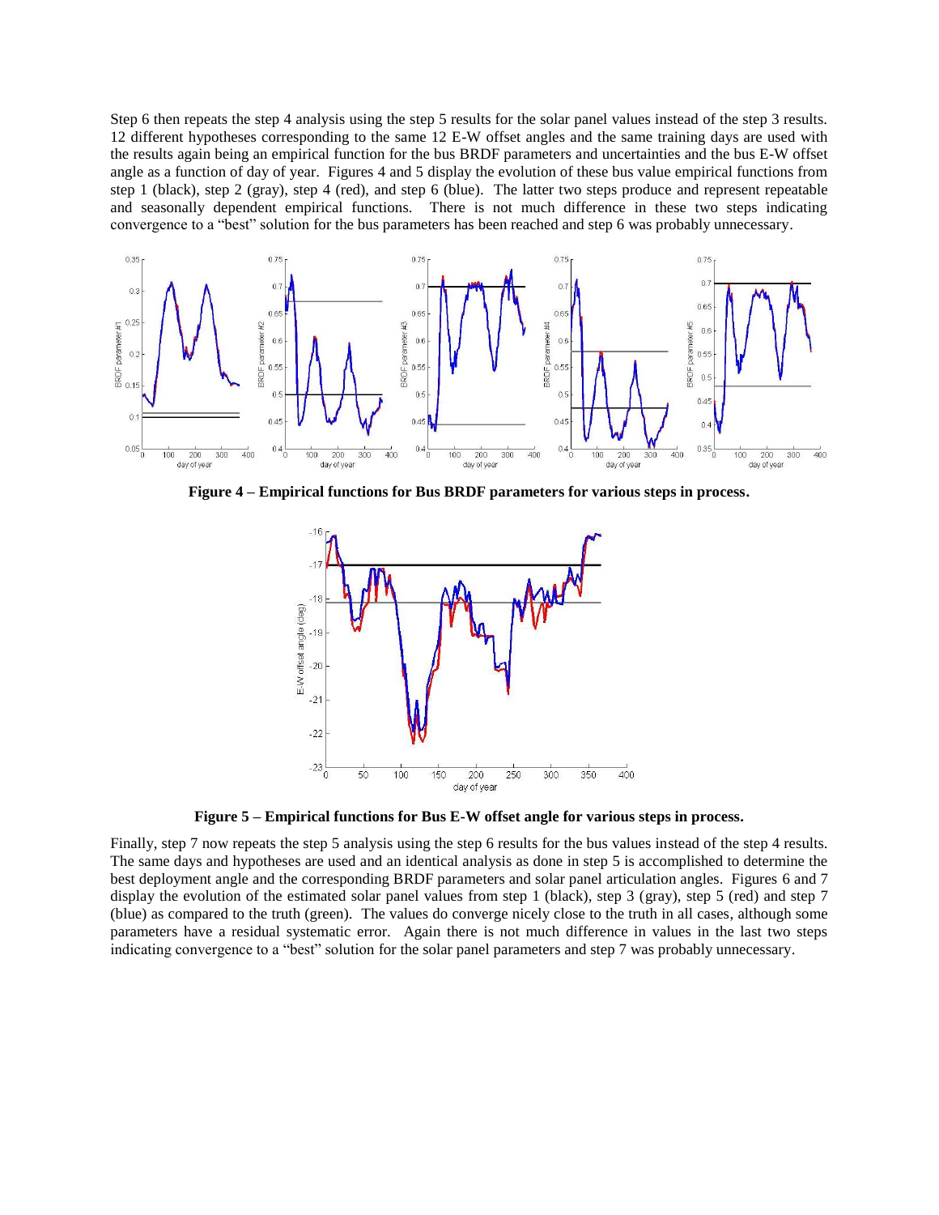Step 6 then repeats the step 4 analysis using the step 5 results for the solar panel values instead of the step 3 results. 12 different hypotheses corresponding to the same 12 E-W offset angles and the same training days are used with the results again being an empirical function for the bus BRDF parameters and uncertainties and the bus E-W offset angle as a function of day of year. Figures 4 and 5 display the evolution of these bus value empirical functions from step 1 (black), step 2 (gray), step 4 (red), and step 6 (blue). The latter two steps produce and represent repeatable and seasonally dependent empirical functions. There is not much difference in these two steps indicating convergence to a "best" solution for the bus parameters has been reached and step 6 was probably unnecessary.

**Figure 4 – Empirical functions for Bus BRDF parameters for various steps in process.**

**Figure 5 – Empirical functions for Bus E-W offset angle for various steps in process.**

Finally, step 7 now repeats the step 5 analysis using the step 6 results for the bus values instead of the step 4 results. The same days and hypotheses are used and an identical analysis as done in step 5 is accomplished to determine the best deployment angle and the corresponding BRDF parameters and solar panel articulation angles. Figures 6 and 7 display the evolution of the estimated solar panel values from step 1 (black), step 3 (gray), step 5 (red) and step 7 (blue) as compared to the truth (green). The values do converge nicely close to the truth in all cases, although some parameters have a residual systematic error. Again there is not much difference in values in the last two steps indicating convergence to a "best" solution for the solar panel parameters and step 7 was probably unnecessary.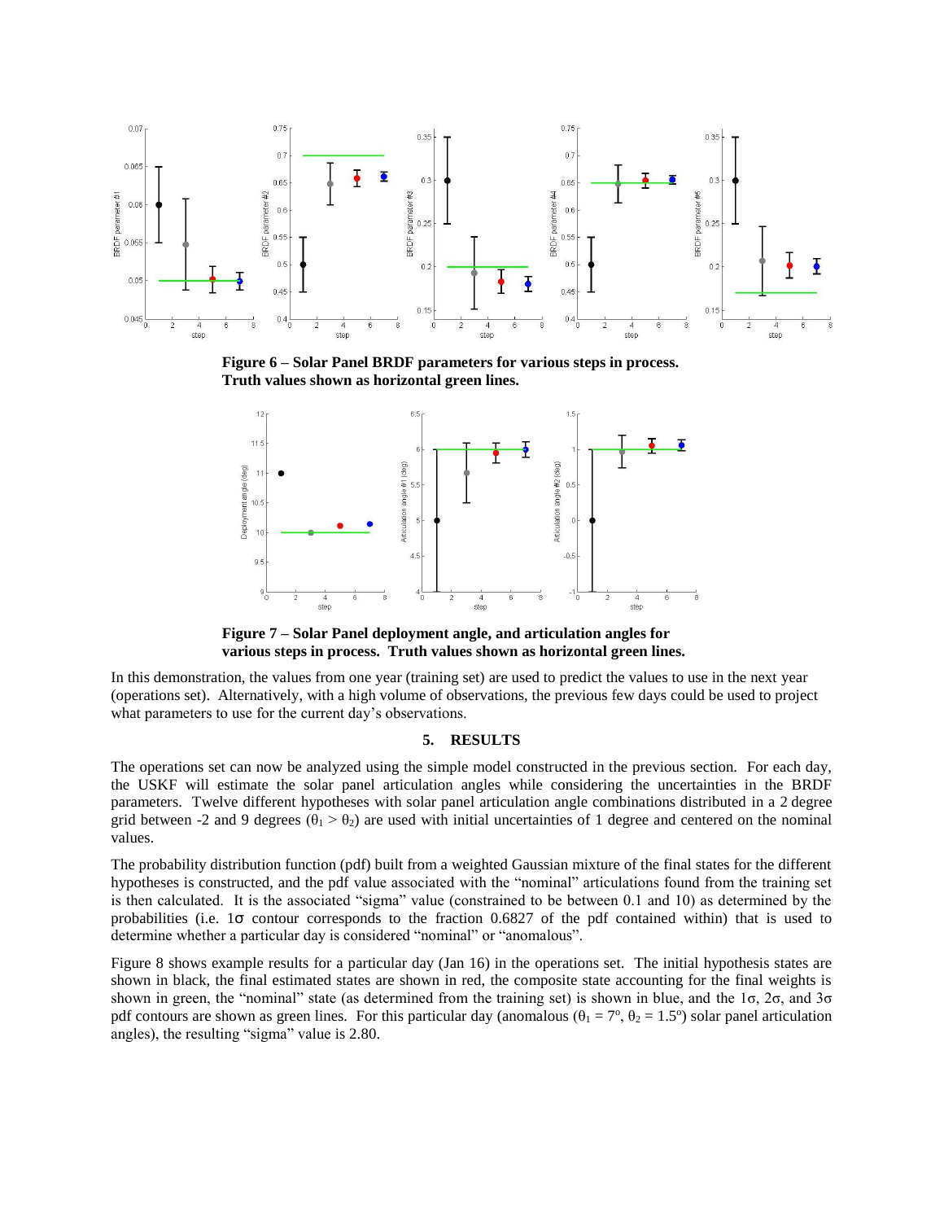**Figure 6 – Solar Panel BRDF parameters for various steps in process. Truth values shown as horizontal green lines.**

**Figure 7 – Solar Panel deployment angle, and articulation angles for various steps in process. Truth values shown as horizontal green lines.**

In this demonstration, the values from one year (training set) are used to predict the values to use in the next year (operations set). Alternatively, with a high volume of observations, the previous few days could be used to project what parameters to use for the current day's observations.

## 5. RESULTS

The operations set can now be analyzed using the simple model constructed in the previous section. For each day, the USKF will estimate the solar panel articulation angles while considering the uncertainties in the BRDF parameters. Twelve different hypotheses with solar panel articulation angle combinations distributed in a 2 degree grid between -2 and 9 degrees ($\theta_1 > \theta_2$) are used with initial uncertainties of 1 degree and centered on the nominal values.

The probability distribution function (pdf) built from a weighted Gaussian mixture of the final states for the different hypotheses is constructed, and the pdf value associated with the "nominal" articulations found from the training set is then calculated. It is the associated "sigma" value (constrained to be between 0.1 and 10) as determined by the probabilities (i.e. $1\sigma$ contour corresponds to the fraction 0.6827 of the pdf contained within) that is used to determine whether a particular day is considered "nominal" or "anomalous".

Figure 8 shows example results for a particular day (Jan 16) in the operations set. The initial hypothesis states are shown in black, the final estimated states are shown in red, the composite state accounting for the final weights is shown in green, the "nominal" state (as determined from the training set) is shown in blue, and the $1\sigma$, $2\sigma$, and $3\sigma$ pdf contours are shown as green lines. For this particular day (anomalous ($\theta_1 = 7^o$, $\theta_2 = 1.5^o$) solar panel articulation angles), the resulting "sigma" value is 2.80.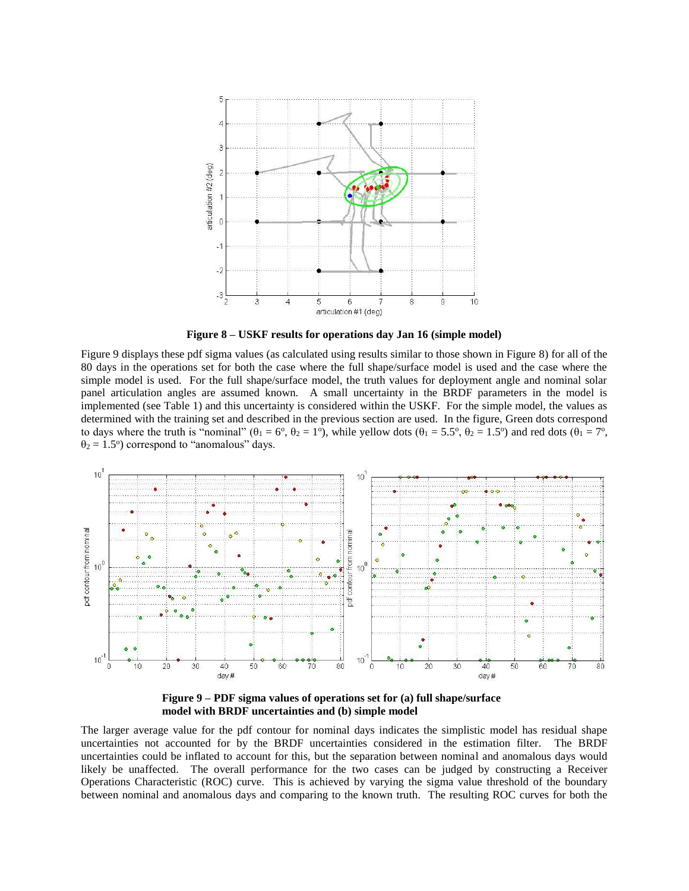**Figure 8 – USKF results for operations day Jan 16 (simple model)**

Figure 9 displays these pdf sigma values (as calculated using results similar to those shown in Figure 8) for all of the 80 days in the operations set for both the case where the full shape/surface model is used and the case where the simple model is used. For the full shape/surface model, the truth values for deployment angle and nominal solar panel articulation angles are assumed known. A small uncertainty in the BRDF parameters in the model is implemented (see Table 1) and this uncertainty is considered within the USKF. For the simple model, the values as determined with the training set and described in the previous section are used. In the figure, Green dots correspond to days where the truth is "nominal" ($\theta_1 = 6^o$, $\theta_2 = 1^o$), while yellow dots ($\theta_1 = 5.5^o$, $\theta_2 = 1.5^o$) and red dots ($\theta_1 = 7^o$, $\theta_2 = 1.5^o$) correspond to "anomalous" days.

**Figure 9 – PDF sigma values of operations set for (a) full shape/surface model with BRDF uncertainties and (b) simple model**

The larger average value for the pdf contour for nominal days indicates the simplistic model has residual shape uncertainties not accounted for by the BRDF uncertainties considered in the estimation filter. The BRDF uncertainties could be inflated to account for this, but the separation between nominal and anomalous days would likely be unaffected. The overall performance for the two cases can be judged by constructing a Receiver Operations Characteristic (ROC) curve. This is achieved by varying the sigma value threshold of the boundary between nominal and anomalous days and comparing to the known truth. The resulting ROC curves for both the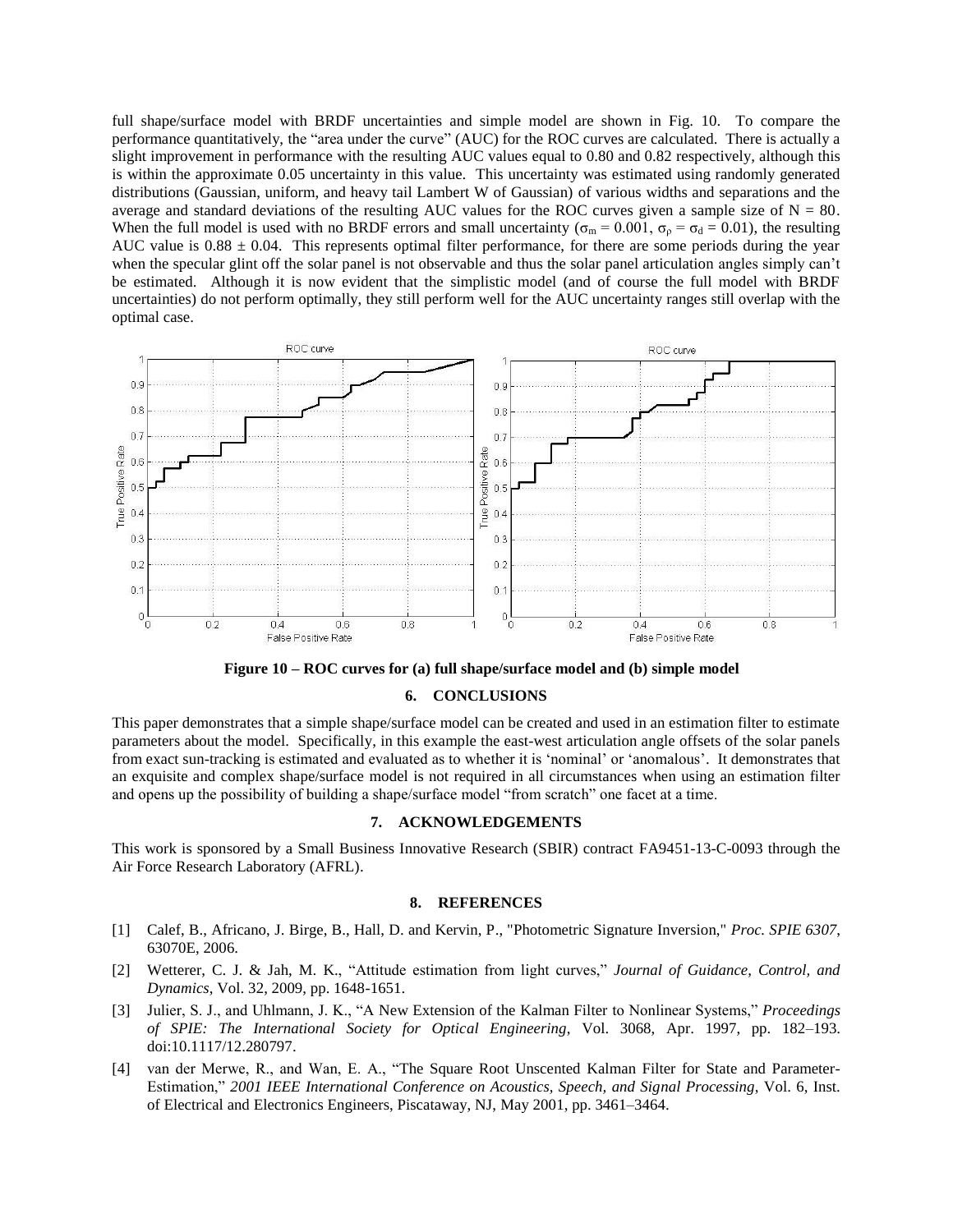full shape/surface model with BRDF uncertainties and simple model are shown in Fig. 10. To compare the performance quantitatively, the "area under the curve" (AUC) for the ROC curves are calculated. There is actually a slight improvement in performance with the resulting AUC values equal to 0.80 and 0.82 respectively, although this is within the approximate 0.05 uncertainty in this value. This uncertainty was estimated using randomly generated distributions (Gaussian, uniform, and heavy tail Lambert W of Gaussian) of various widths and separations and the average and standard deviations of the resulting AUC values for the ROC curves given a sample size of $N = 80$. When the full model is used with no BRDF errors and small uncertainty ($\sigma_m = 0.001$, $\sigma_\rho = \sigma_d = 0.01$), the resulting AUC value is $0.88 \pm 0.04$. This represents optimal filter performance, for there are some periods during the year when the specular glint off the solar panel is not observable and thus the solar panel articulation angles simply can't be estimated. Although it is now evident that the simplistic model (and of course the full model with BRDF uncertainties) do not perform optimally, they still perform well for the AUC uncertainty ranges still overlap with the optimal case.

**Figure 10 – ROC curves for (a) full shape/surface model and (b) simple model**

## 6. CONCLUSIONS

This paper demonstrates that a simple shape/surface model can be created and used in an estimation filter to estimate parameters about the model. Specifically, in this example the east-west articulation angle offsets of the solar panels from exact sun-tracking is estimated and evaluated as to whether it is 'nominal' or 'anomalous'. It demonstrates that an exquisite and complex shape/surface model is not required in all circumstances when using an estimation filter and opens up the possibility of building a shape/surface model "from scratch" one facet at a time.

## 7. ACKNOWLEDGEMENTS

This work is sponsored by a Small Business Innovative Research (SBIR) contract FA9451-13-C-0093 through the Air Force Research Laboratory (AFRL).

## 8. REFERENCES

[1] Calef, B., Africano, J. Birge, B., Hall, D. and Kervin, P., "Photometric Signature Inversion," *Proc. SPIE 6307*, 63070E, 2006.

[2] Wetterer, C. J. & Jah, M. K., "Attitude estimation from light curves," *Journal of Guidance, Control, and Dynamics*, Vol. 32, 2009, pp. 1648-1651.

[3] Julier, S. J., and Uhlmann, J. K., "A New Extension of the Kalman Filter to Nonlinear Systems," *Proceedings of SPIE: The International Society for Optical Engineering*, Vol. 3068, Apr. 1997, pp. 182–193. doi:10.1117/12.280797.

[4] van der Merwe, R., and Wan, E. A., "The Square Root Unscented Kalman Filter for State and Parameter-Estimation," *2001 IEEE International Conference on Acoustics, Speech, and Signal Processing*, Vol. 6, Inst. of Electrical and Electronics Engineers, Piscataway, NJ, May 2001, pp. 3461–3464.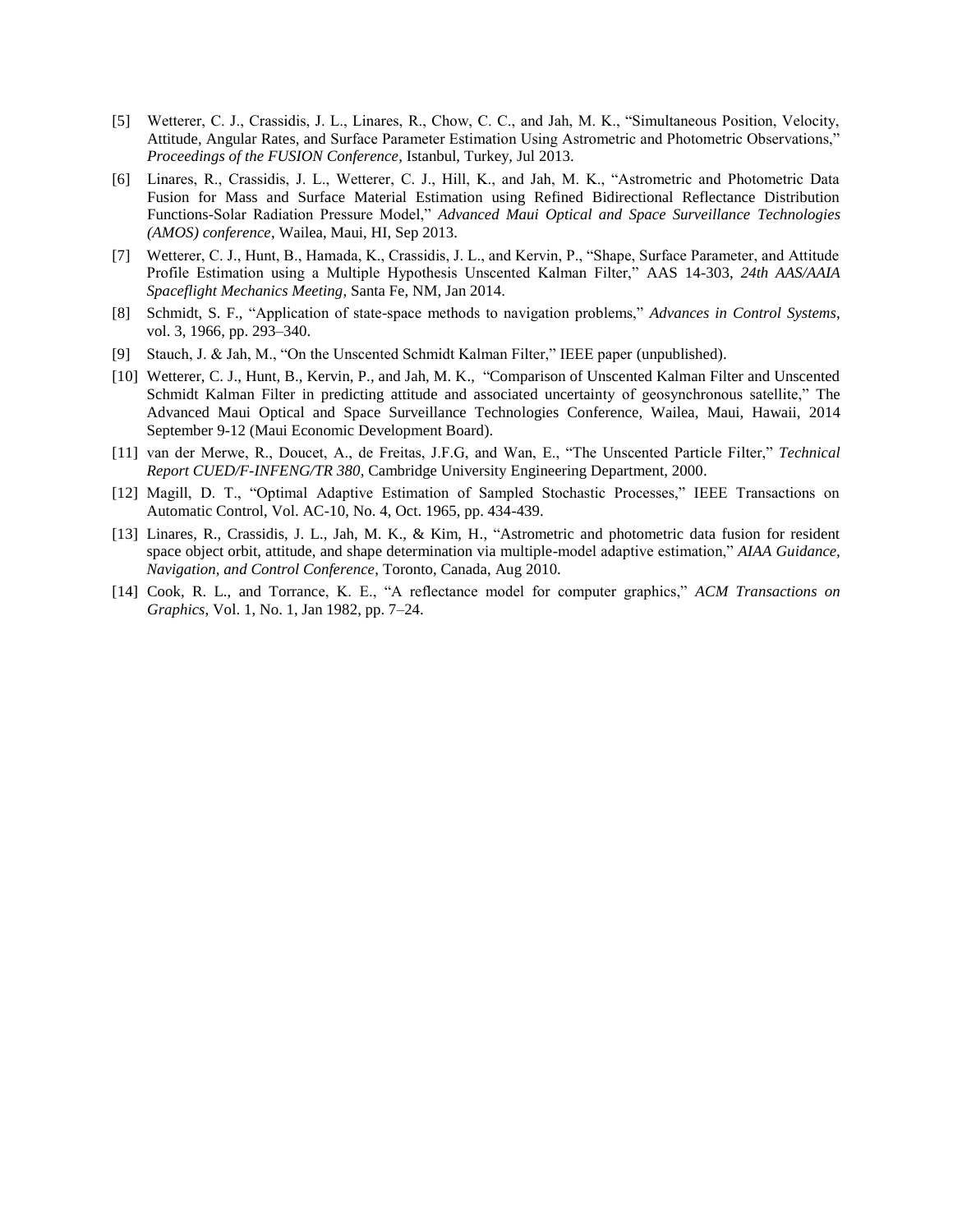[5] Wetterer, C. J., Crassidis, J. L., Linares, R., Chow, C. C., and Jah, M. K., "Simultaneous Position, Velocity, Attitude, Angular Rates, and Surface Parameter Estimation Using Astrometric and Photometric Observations," *Proceedings of the FUSION Conference*, Istanbul, Turkey, Jul 2013.

[6] Linares, R., Crassidis, J. L., Wetterer, C. J., Hill, K., and Jah, M. K., "Astrometric and Photometric Data Fusion for Mass and Surface Material Estimation using Refined Bidirectional Reflectance Distribution Functions-Solar Radiation Pressure Model," *Advanced Maui Optical and Space Surveillance Technologies (AMOS) conference*, Wailea, Maui, HI, Sep 2013.

[7] Wetterer, C. J., Hunt, B., Hamada, K., Crassidis, J. L., and Kervin, P., "Shape, Surface Parameter, and Attitude Profile Estimation using a Multiple Hypothesis Unscented Kalman Filter," AAS 14-303, *24th AAS/AAIA Spaceflight Mechanics Meeting*, Santa Fe, NM, Jan 2014.

[8] Schmidt, S. F., "Application of state-space methods to navigation problems," *Advances in Control Systems*, vol. 3, 1966, pp. 293–340.

[9] Stauch, J. & Jah, M., "On the Unscented Schmidt Kalman Filter," IEEE paper (unpublished).

[10] Wetterer, C. J., Hunt, B., Kervin, P., and Jah, M. K., "Comparison of Unscented Kalman Filter and Unscented Schmidt Kalman Filter in predicting attitude and associated uncertainty of geosynchronous satellite," The Advanced Maui Optical and Space Surveillance Technologies Conference, Wailea, Maui, Hawaii, 2014 September 9-12 (Maui Economic Development Board).

[11] van der Merwe, R., Doucet, A., de Freitas, J.F.G, and Wan, E., "The Unscented Particle Filter," *Technical Report CUED/F-INFENG/TR 380*, Cambridge University Engineering Department, 2000.

[12] Magill, D. T., "Optimal Adaptive Estimation of Sampled Stochastic Processes," IEEE Transactions on Automatic Control, Vol. AC-10, No. 4, Oct. 1965, pp. 434-439.

[13] Linares, R., Crassidis, J. L., Jah, M. K., & Kim, H., "Astrometric and photometric data fusion for resident space object orbit, attitude, and shape determination via multiple-model adaptive estimation," *AIAA Guidance, Navigation, and Control Conference*, Toronto, Canada, Aug 2010.

[14] Cook, R. L., and Torrance, K. E., "A reflectance model for computer graphics," *ACM Transactions on Graphics*, Vol. 1, No. 1, Jan 1982, pp. 7–24.